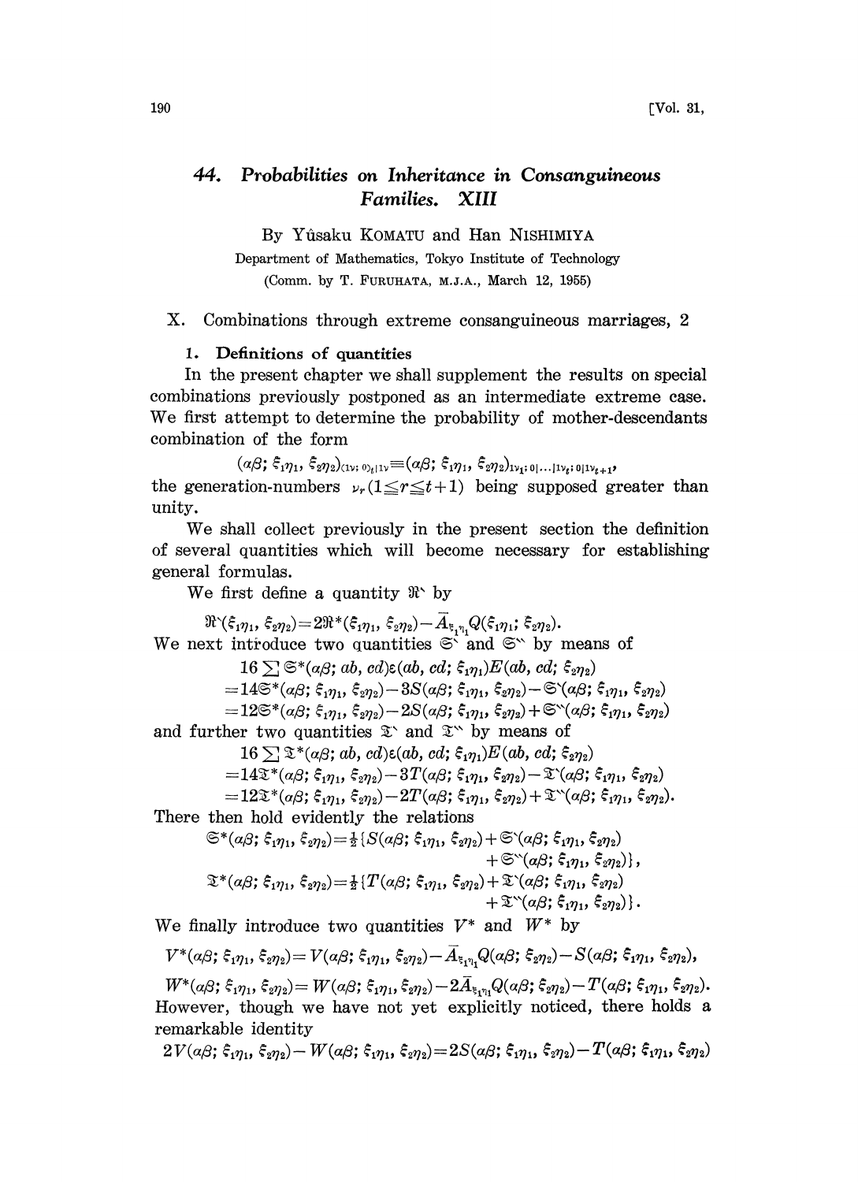# 44. *Probabilities on Inheritance in Consanguineous Families. XIII*

By Yûsaku KOMATU and Han NISHIMIYA

Department of Mathematics, Tokyo Institute of Technology

(Comm. by T. FURUHATA, M.J.A., March 12, 1955)

## X. Combinations through extreme consanguineous marriages, 2

### 1. Definitions of quantities

In the present chapter we shall supplement the results on special combinations previously postponed as an intermediate extreme case. We first attempt to determine the probability of mother-descendants combination of the form

$$(\alpha\beta;\ \xi_1\eta_1,\ \xi_2\eta_2)_{(1\nu;\,0)_t|1\nu} \equiv (\alpha\beta;\ \xi_1\eta_1,\ \xi_2\eta_2)_{1\nu_1;\,0|\ldots|1\nu_t;\,0|1\nu_{t+1}},$$

the generation-numbers $\nu_r\ (1 \leq r \leq t+1)$ being supposed greater than unity.

We shall collect previously in the present section the definition of several quantities which will become necessary for establishing general formulas.

We first define a quantity $\mathfrak{R}^{\backprime}$ by

$$\mathfrak{R}^{\backprime}(\xi_1\eta_1,\ \xi_2\eta_2) = 2\mathfrak{R}^*(\xi_1\eta_1,\ \xi_2\eta_2) - \bar{A}_{\xi_1\eta_1}Q(\xi_1\eta_1;\ \xi_2\eta_2).$$

We next introduce two quantities $\mathfrak{S}^{\backprime}$ and $\mathfrak{S}^{\backprime\backprime}$ by means of

$$16\sum \mathfrak{S}^*(\alpha\beta;\ ab,\ cd)\varepsilon(ab,\ cd;\ \xi_1\eta_1)E(ab,\ cd;\ \xi_2\eta_2)$$
$$= 14\mathfrak{S}^*(\alpha\beta;\ \xi_1\eta_1,\ \xi_2\eta_2) - 3S(\alpha\beta;\ \xi_1\eta_1,\ \xi_2\eta_2) - \mathfrak{S}^{\backprime}(\alpha\beta;\ \xi_1\eta_1,\ \xi_2\eta_2)$$
$$= 12\mathfrak{S}^*(\alpha\beta;\ \xi_1\eta_1,\ \xi_2\eta_2) - 2S(\alpha\beta;\ \xi_1\eta_1,\ \xi_2\eta_2) + \mathfrak{S}^{\backprime\backprime}(\alpha\beta;\ \xi_1\eta_1,\ \xi_2\eta_2)$$

and further two quantities $\mathfrak{T}^{\backprime}$ and $\mathfrak{T}^{\backprime\backprime}$ by means of

$$16\sum \mathfrak{T}^*(\alpha\beta;\ ab,\ cd)\varepsilon(ab,\ cd;\ \xi_1\eta_1)E(ab,\ cd;\ \xi_2\eta_2)$$
$$= 14\mathfrak{T}^*(\alpha\beta;\ \xi_1\eta_1,\ \xi_2\eta_2) - 3T(\alpha\beta;\ \xi_1\eta_1,\ \xi_2\eta_2) - \mathfrak{T}^{\backprime}(\alpha\beta;\ \xi_1\eta_1,\ \xi_2\eta_2)$$
$$= 12\mathfrak{T}^*(\alpha\beta;\ \xi_1\eta_1,\ \xi_2\eta_2) - 2T(\alpha\beta;\ \xi_1\eta_1,\ \xi_2\eta_2) + \mathfrak{T}^{\backprime\backprime}(\alpha\beta;\ \xi_1\eta_1,\ \xi_2\eta_2).$$

There then hold evidently the relations

$$\mathfrak{S}^*(\alpha\beta;\ \xi_1\eta_1,\ \xi_2\eta_2) = \tfrac{1}{2}\{S(\alpha\beta;\ \xi_1\eta_1,\ \xi_2\eta_2) + \mathfrak{S}^{\backprime}(\alpha\beta;\ \xi_1\eta_1,\ \xi_2\eta_2) + \mathfrak{S}^{\backprime\backprime}(\alpha\beta;\ \xi_1\eta_1,\ \xi_2\eta_2)\},$$

$$\mathfrak{T}^*(\alpha\beta;\ \xi_1\eta_1,\ \xi_2\eta_2) = \tfrac{1}{2}\{T(\alpha\beta;\ \xi_1\eta_1,\ \xi_2\eta_2) + \mathfrak{T}^{\backprime}(\alpha\beta;\ \xi_1\eta_1,\ \xi_2\eta_2) + \mathfrak{T}^{\backprime\backprime}(\alpha\beta;\ \xi_1\eta_1,\ \xi_2\eta_2)\}.$$

We finally introduce two quantities $V^*$ and $W^*$ by

$$V^*(\alpha\beta;\ \xi_1\eta_1,\ \xi_2\eta_2) = V(\alpha\beta;\ \xi_1\eta_1,\ \xi_2\eta_2) - \bar{A}_{\xi_1\eta_1}Q(\alpha\beta;\ \xi_2\eta_2) - S(\alpha\beta;\ \xi_1\eta_1,\ \xi_2\eta_2),$$

$$W^*(\alpha\beta;\ \xi_1\eta_1,\ \xi_2\eta_2) = W(\alpha\beta;\ \xi_1\eta_1,\ \xi_2\eta_2) - 2\bar{A}_{\xi_1\eta_1}Q(\alpha\beta;\ \xi_2\eta_2) - T(\alpha\beta;\ \xi_1\eta_1,\ \xi_2\eta_2).$$

However, though we have not yet explicitly noticed, there holds a remarkable identity

$$2V(\alpha\beta;\ \xi_1\eta_1,\ \xi_2\eta_2) - W(\alpha\beta;\ \xi_1\eta_1,\ \xi_2\eta_2) = 2S(\alpha\beta;\ \xi_1\eta_1,\ \xi_2\eta_2) - T(\alpha\beta;\ \xi_1\eta_1,\ \xi_2\eta_2)$$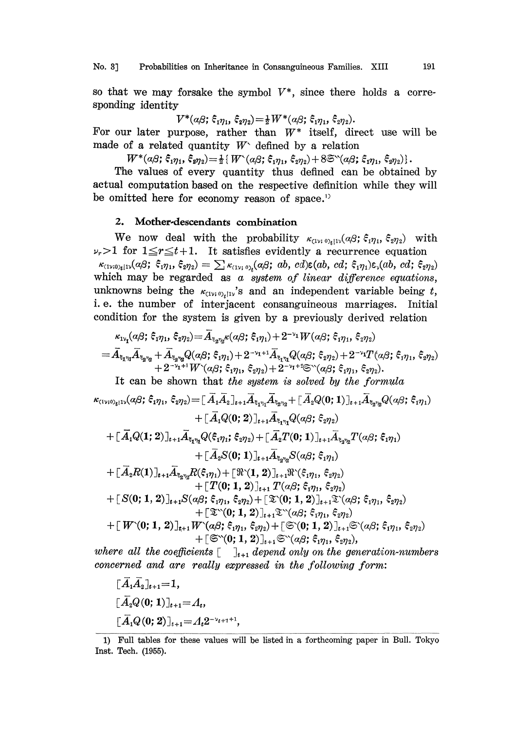so that we may forsake the symbol $V^*$, since there holds a corresponding identity

$$V^*(\alpha\beta;\ \xi_1\eta_1,\ \xi_2\eta_2)=\tfrac{1}{2}W^*(\alpha\beta;\ \xi_1\eta_1,\ \xi_2\eta_2).$$

For our later purpose, rather than $W^*$ itself, direct use will be made of a related quantity $W^{`}$ defined by a relation

$$W^*(\alpha\beta;\ \xi_1\eta_1,\ \xi_2\eta_2)=\tfrac{1}{2}\{W^{`}(\alpha\beta;\ \xi_1\eta_1,\ \xi_2\eta_2)+8\mathfrak{S}^{``}(\alpha\beta;\ \xi_1\eta_1,\ \xi_2\eta_2)\}.$$

The values of every quantity thus defined can be obtained by actual computation based on the respective definition while they will be omitted here for economy reason of space.[1]

## 2. Mother-descendants combination

We now deal with the probability $\kappa_{(1\nu;\,0)_t|1\nu}(\alpha\beta;\ \xi_1\eta_1,\ \xi_2\eta_2)$ with $\nu_r>1$ for $1\leqq r\leqq t+1$. It satisfies evidently a recurrence equation

$$\kappa_{(1\nu;0)_t|1\nu}(\alpha\beta;\ \xi_1\eta_1,\ \xi_2\eta_2)=\sum\kappa_{(1\nu;\,0)_t}(\alpha\beta;\ ab,\ cd)\varepsilon(ab,\ cd;\ \xi_1\eta_1)\varepsilon_\nu(ab,\ cd;\ \xi_2\eta_2)$$

which may be regarded as *a system of linear difference equations*, unknowns being the $\kappa_{(1\nu;\,0)_t|1\nu}$'s and an independent variable being $t$, i. e. the number of interjacent consanguineous marriages. Initial condition for the system is given by a previously derived relation

$$\begin{aligned}
&\kappa_{1\nu_1}(\alpha\beta;\ \xi_1\eta_1,\ \xi_2\eta_2)=\bar{A}_{\xi_2\eta_2}\kappa(\alpha\beta;\ \xi_1\eta_1)+2^{-\nu_1}W(\alpha\beta;\ \xi_1\eta_1,\ \xi_2\eta_2)\\
&=\bar{A}_{\xi_1\eta_1}\bar{A}_{\xi_2\eta_2}+\bar{A}_{\xi_2\eta_2}Q(\alpha\beta;\ \xi_1\eta_1)+2^{-\nu_1+1}\bar{A}_{\xi_1\eta_1}Q(\alpha\beta;\ \xi_2\eta_2)+2^{-\nu_1}T(\alpha\beta;\ \xi_1\eta_1,\ \xi_2\eta_2)\\
&\qquad+2^{-\nu_1+1}W^{`}(\alpha\beta;\ \xi_1\eta_1,\ \xi_2\eta_2)+2^{-\nu_1+2}\mathfrak{S}^{``}(\alpha\beta;\ \xi_1\eta_1,\ \xi_2\eta_2).
\end{aligned}$$

It can be shown that *the system is solved by the formula*

$$\begin{aligned}
\kappa_{(1\nu;0)_t|1\nu}(\alpha\beta;\ \xi_1\eta_1,\ \xi_2\eta_2)=&[\bar{A}_1\bar{A}_2]_{t+1}\bar{A}_{\xi_1\eta_1}\bar{A}_{\xi_2\eta_2}+[\bar{A}_2Q(0;\,1)]_{t+1}\bar{A}_{\xi_2\eta_2}Q(\alpha\beta;\ \xi_1\eta_1)\\
&+[\bar{A}_1Q(0;\,2)]_{t+1}\bar{A}_{\xi_1\eta_1}Q(\alpha\beta;\ \xi_2\eta_2)\\
+&[\bar{A}_1Q(1;\,2)]_{t+1}\bar{A}_{\xi_1\eta_1}Q(\xi_1\eta_1;\ \xi_2\eta_2)+[\bar{A}_2T(0;\,1)]_{t+1}\bar{A}_{\xi_2\eta_2}T(\alpha\beta;\ \xi_1\eta_1)\\
&+[\bar{A}_2S(0;\,1)]_{t+1}\bar{A}_{\xi_2\eta_2}S(\alpha\beta;\ \xi_1\eta_1)\\
+&[\bar{A}_2R(1)]_{t+1}\bar{A}_{\xi_2\eta_2}R(\xi_1\eta_1)+[\mathfrak{R}^{`}(1,\,2)]_{t+1}\mathfrak{R}^{`}(\xi_1\eta_1,\ \xi_2\eta_2)\\
&+[T(0;\,1,\,2)]_{t+1}\,T(\alpha\beta;\ \xi_1\eta_1,\ \xi_2\eta_2)\\
+&[S(0;\,1,\,2)]_{t+1}S(\alpha\beta;\ \xi_1\eta_1,\ \xi_2\eta_2)+[\mathfrak{T}^{`}(0;\,1,\,2)]_{t+1}\mathfrak{T}^{`}(\alpha\beta;\ \xi_1\eta_1,\ \xi_2\eta_2)\\
&+[\mathfrak{T}^{``}(0;\,1,\,2)]_{t+1}\mathfrak{T}^{``}(\alpha\beta;\ \xi_1\eta_1,\ \xi_2\eta_2)\\
+&[W^{`}(0;\,1,\,2)]_{t+1}W^{`}(\alpha\beta;\ \xi_1\eta_1,\ \xi_2\eta_2)+[\mathfrak{S}^{`}(0;\,1,\,2)]_{t+1}\mathfrak{S}^{`}(\alpha\beta;\ \xi_1\eta_1,\ \xi_2\eta_2)\\
&+[\mathfrak{S}^{``}(0;\,1,\,2)]_{t+1}\mathfrak{S}^{``}(\alpha\beta;\ \xi_1\eta_1,\ \xi_2\eta_2),
\end{aligned}$$

*where all the coefficients* $[\ \ ]_{t+1}$ *depend only on the generation-numbers concerned and are really expressed in the following form:*

$$[\bar{A}_1\bar{A}_2]_{t+1}=1,$$

$$[\bar{A}_2Q(0;\,1)]_{t+1}=\Lambda_t,$$

$$[\bar{A}_1Q(0;\,2)]_{t+1}=\Lambda_t2^{-\nu_{t+1}+1},$$

---

1) Full tables for these values will be listed in a forthcoming paper in Bull. Tokyo Inst. Tech. (1955).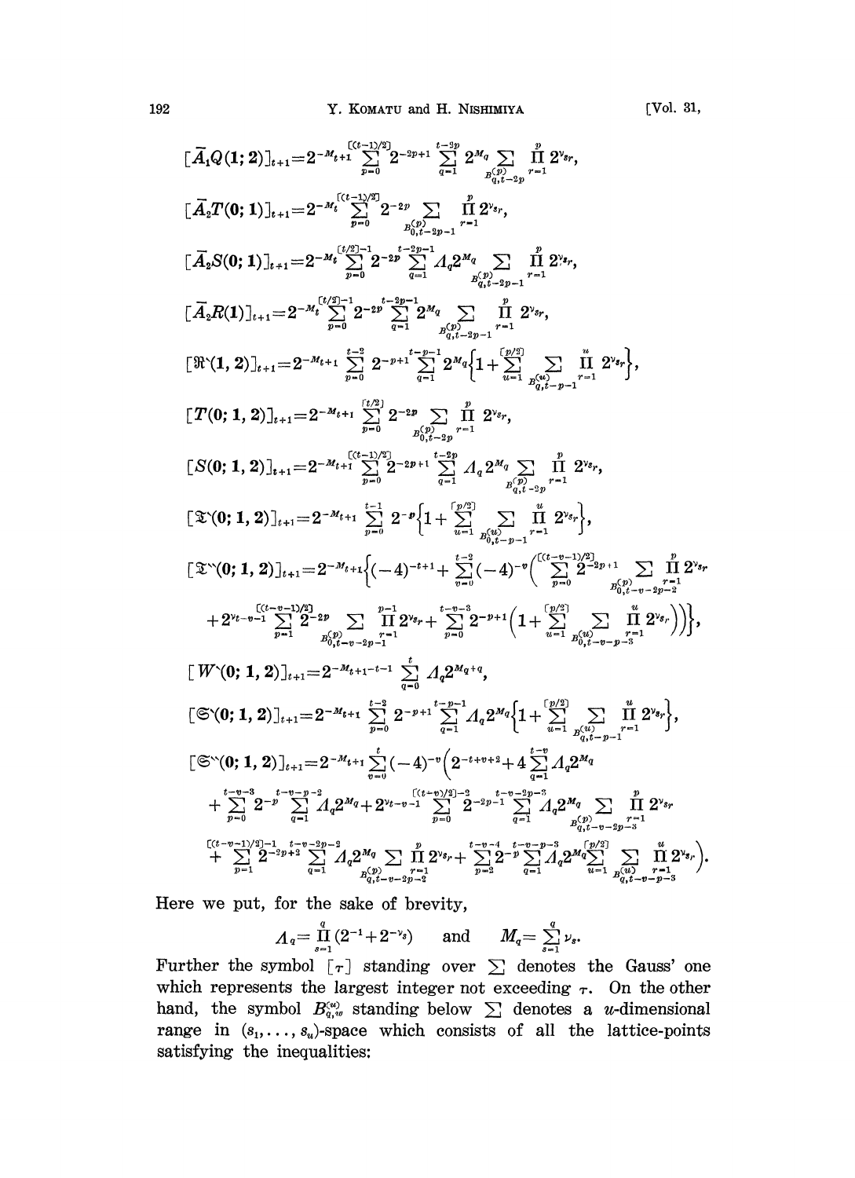$$[\bar{A}_1 Q(1;2)]_{t+1} = 2^{-M_{t+1}} \sum_{p=0}^{[(t-1)/2]} 2^{-2p+1} \sum_{q=1}^{t-2p} 2^{M_q} \sum_{B_{q,t-2p}^{(p)}} \prod_{r=1}^{p} 2^{\nu_{s_r}},$$

$$[\bar{A}_2 T(0;1)]_{t+1} = 2^{-M_t} \sum_{p=0}^{[(t-1)/2]} 2^{-2p} \sum_{B_{0,t-2p-1}^{(p)}} \prod_{r=1}^{p} 2^{\nu_{s_r}},$$

$$[\bar{A}_2 S(0;1)]_{t+1} = 2^{-M_t} \sum_{p=0}^{[t/2]-1} 2^{-2p} \sum_{q=1}^{t-2p-1} \Lambda_q 2^{M_q} \sum_{B_{q,t-2p-1}^{(p)}} \prod_{r=1}^{p} 2^{\nu_{s_r}},$$

$$[\bar{A}_2 R(1)]_{t+1} = 2^{-M_t} \sum_{p=0}^{[t/2]-1} 2^{-2p} \sum_{q=1}^{t-2p-1} 2^{M_q} \sum_{B_{q,t-2p-1}^{(p)}} \prod_{r=1}^{p} 2^{\nu_{s_r}},$$

$$[\mathfrak{R}^{\backprime}(1,2)]_{t+1} = 2^{-M_{t+1}} \sum_{p=0}^{t-2} 2^{-p+1} \sum_{q=1}^{t-p-1} 2^{M_q} \Big\{ 1 + \sum_{u=1}^{[p/2]} \sum_{B_{q,t-p-1}^{(u)}} \prod_{r=1}^{u} 2^{\nu_{s_r}} \Big\},$$

$$[T(0;1,2)]_{t+1} = 2^{-M_{t+1}} \sum_{p=0}^{[t/2]} 2^{-2p} \sum_{B_{0,t-2p}^{(p)}} \prod_{r=1}^{p} 2^{\nu_{s_r}},$$

$$[S(0;1,2)]_{t+1} = 2^{-M_{t+1}} \sum_{p=0}^{[(t-1)/2]} 2^{-2p+1} \sum_{q=1}^{t-2p} \Lambda_q 2^{M_q} \sum_{B_{q,t-2p}^{(p)}} \prod_{r=1}^{p} 2^{\nu_{s_r}},$$

$$[\mathfrak{T}^{\backprime}(0;1,2)]_{t+1} = 2^{-M_{t+1}} \sum_{p=0}^{t-1} 2^{-p} \Big\{ 1 + \sum_{u=1}^{[p/2]} \sum_{B_{0,t-p-1}^{(u)}} \prod_{r=1}^{u} 2^{\nu_{s_r}} \Big\},$$

$$[\mathfrak{T}^{\backprime\backprime}(0;1,2)]_{t+1} = 2^{-M_{t+1}} \Big\{ (-4)^{-t+1} + \sum_{v=0}^{t-2} (-4)^{-v} \Big( \sum_{p=0}^{[(t-v-1)/2]} 2^{-2p+1} \sum_{B_{0,t-v-2p-2}^{(p)}} \prod_{r=1}^{p} 2^{\nu_{s_r}}$$
$$+ 2^{\nu_{t-v-1}} \sum_{p=1}^{[(t-v-1)/2]} 2^{-2p} \sum_{B_{0,t-v-2p-1}^{(p)}} \prod_{r=1}^{p-1} 2^{\nu_{s_r}} + \sum_{p=0}^{t-v-3} 2^{-p+1} \Big( 1 + \sum_{u=1}^{[p/2]} \sum_{B_{0,t-v-p-3}^{(u)}} \prod_{r=1}^{u} 2^{\nu_{s_r}} \Big) \Big) \Big\},$$

$$[W^{\backprime}(0;1,2)]_{t+1} = 2^{-M_{t+1}-t-1} \sum_{q=0}^{t} \Lambda_q 2^{M_q+q},$$

$$[\mathfrak{S}^{\backprime}(0;1,2)]_{t+1} = 2^{-M_{t+1}} \sum_{p=0}^{t-2} 2^{-p+1} \sum_{q=1}^{t-p-1} \Lambda_q 2^{M_q} \Big\{ 1 + \sum_{u=1}^{[p/2]} \sum_{B_{q,t-p-1}^{(u)}} \prod_{r=1}^{u} 2^{\nu_{s_r}} \Big\},$$

$$[\mathfrak{S}^{\backprime\backprime}(0;1,2)]_{t+1} = 2^{-M_{t+1}} \sum_{v=0}^{t} (-4)^{-v} \Big( 2^{-t+v+2} + 4 \sum_{q=1}^{t-v} \Lambda_q 2^{M_q}$$
$$+ \sum_{p=0}^{t-v-3} 2^{-p} \sum_{q=1}^{t-v-p-2} \Lambda_q 2^{M_q} + 2^{\nu_{t-v-1}} \sum_{p=0}^{[(t+v)/2]-2} 2^{-2p-1} \sum_{q=1}^{t-v-2p-3} \Lambda_q 2^{M_q} \sum_{B_{q,t-v-2p-3}^{(p)}} \prod_{r=1}^{p} 2^{\nu_{s_r}}$$
$$+ \sum_{p=1}^{[(t-v-1)/2]-1} 2^{-2p+2} \sum_{q=1}^{t-v-2p-2} \Lambda_q 2^{M_q} \sum_{B_{q,t-v-2p-2}^{(p)}} \prod_{r=1}^{p} 2^{\nu_{s_r}} + \sum_{p=2}^{t-v-4} 2^{-p} \sum_{q=1}^{t-v-p-3} \Lambda_q 2^{M_q} \sum_{u=1}^{[p/2]} \sum_{B_{q,t-v-p-3}^{(u)}} \prod_{r=1}^{u} 2^{\nu_{s_r}} \Big).$$

Here we put, for the sake of brevity,

$$\Lambda_q = \prod_{s=1}^{q} (2^{-1} + 2^{-\nu_s}) \quad \text{and} \quad M_q = \sum_{s=1}^{q} \nu_s.$$

Further the symbol $[\tau]$ standing over $\sum$ denotes the Gauss' one which represents the largest integer not exceeding $\tau$. On the other hand, the symbol $B_{q,w}^{(u)}$ standing below $\sum$ denotes a $u$-dimensional range in $(s_1, \dots, s_u)$-space which consists of all the lattice-points satisfying the inequalities: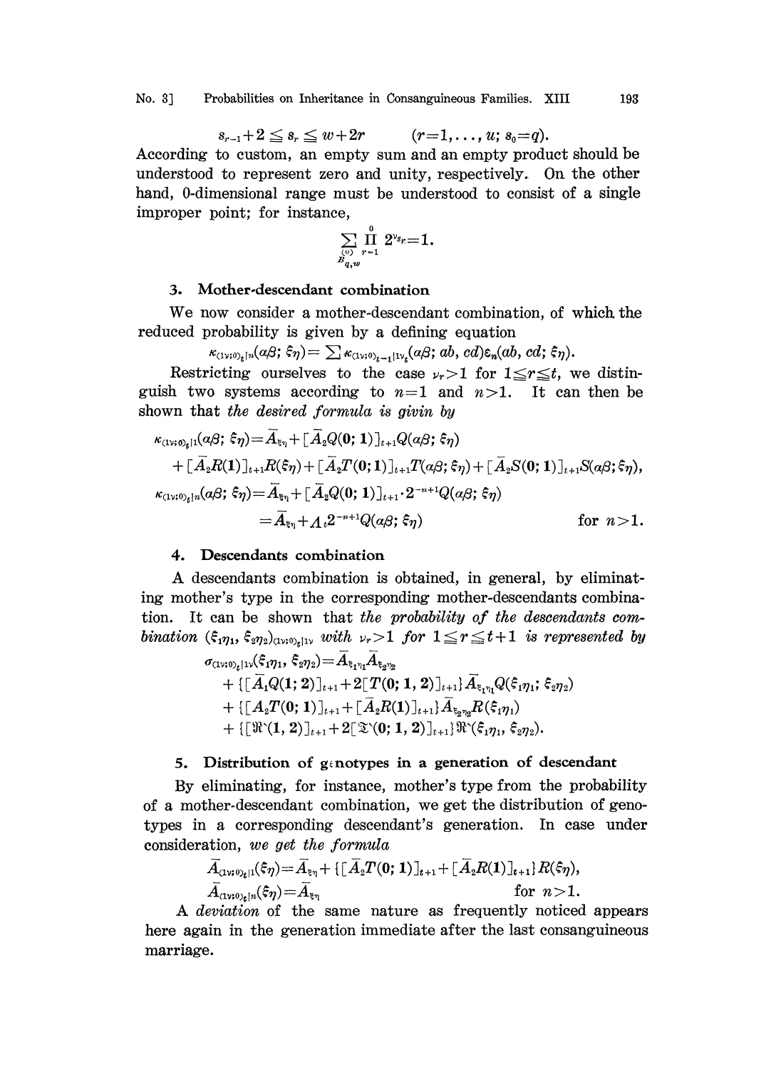$$s_{r-1}+2 \leqq s_r \leqq w+2r \qquad (r=1,\ldots,u;\ s_0=q).$$

According to custom, an empty sum and an empty product should be understood to represent zero and unity, respectively. On the other hand, 0-dimensional range must be understood to consist of a single improper point; for instance,

$$\sum_{B_{q,w}^{(\nu)}} \prod_{r=1}^{0} 2^{\nu_{s_r}}=1.$$

## 3. Mother-descendant combination

We now consider a mother-descendant combination, of which the reduced probability is given by a defining equation

$$\kappa_{(1\nu;0)_t|n}(\alpha\beta;\ \xi\eta)=\sum \kappa_{(1\nu;0)_{t-1}|1\nu_t}(\alpha\beta;\ ab,\ cd)\varepsilon_n(ab,\ cd;\ \xi\eta).$$

Restricting ourselves to the case $\nu_r>1$ for $1 \leqq r \leqq t$, we distinguish two systems according to $n=1$ and $n>1$. It can then be shown that *the desired formula is givin by*

$$\kappa_{(1\nu;0)_t|1}(\alpha\beta;\ \xi\eta)=\bar{A}_{\xi\eta}+[\bar{A}_2 Q(\mathbf{0};\ \mathbf{1})]_{t+1}Q(\alpha\beta;\ \xi\eta)$$
$$+[\bar{A}_2 R(\mathbf{1})]_{t+1}R(\xi\eta)+[\bar{A}_2 T(\mathbf{0};\mathbf{1})]_{t+1}T(\alpha\beta;\ \xi\eta)+[\bar{A}_2 S(\mathbf{0};\ \mathbf{1})]_{t+1}S(\alpha\beta;\xi\eta),$$

$$\kappa_{(1\nu;0)_t|n}(\alpha\beta;\ \xi\eta)=\bar{A}_{\xi\eta}+[\bar{A}_2 Q(\mathbf{0};\ \mathbf{1})]_{t+1}\cdot 2^{-n+1}Q(\alpha\beta;\ \xi\eta)$$
$$=\bar{A}_{\xi\eta}+\Lambda_t 2^{-n+1}Q(\alpha\beta;\ \xi\eta) \qquad \text{for } n>1.$$

## 4. Descendants combination

A descendants combination is obtained, in general, by eliminating mother's type in the corresponding mother-descendants combination. It can be shown that *the probability of the descendants combination* $(\xi_1\eta_1,\ \xi_2\eta_2)_{(1\nu;0)_t|1\nu}$ *with* $\nu_r>1$ *for* $1 \leqq r \leqq t+1$ *is represented by*

$$\sigma_{(1\nu;0)_t|1\nu}(\xi_1\eta_1,\ \xi_2\eta_2)=\bar{A}_{\xi_1\eta_1}\bar{A}_{\xi_2\eta_2}$$
$$+\{[\bar{A}_1 Q(\mathbf{1};\ \mathbf{2})]_{t+1}+2[T(\mathbf{0};\ \mathbf{1},\ \mathbf{2})]_{t+1}\}\bar{A}_{\xi_1\eta_1}Q(\xi_1\eta_1;\ \xi_2\eta_2)$$
$$+\{[A_2 T(\mathbf{0};\ \mathbf{1})]_{t+1}+[\bar{A}_2 R(\mathbf{1})]_{t+1}\}\bar{A}_{\xi_2\eta_2}R(\xi_1\eta_1)$$
$$+\{[\mathfrak{R}^{\backprime}(\mathbf{1},\ \mathbf{2})]_{t+1}+2[\mathfrak{T}^{\backprime}(\mathbf{0};\ \mathbf{1},\ \mathbf{2})]_{t+1}\}\mathfrak{R}^{\backprime}(\xi_1\eta_1,\ \xi_2\eta_2).$$

## 5. Distribution of genotypes in a generation of descendant

By eliminating, for instance, mother's type from the probability of a mother-descendant combination, we get the distribution of genotypes in a corresponding descendant's generation. In case under consideration, *we get the formula*

$$\bar{A}_{(1\nu;0)_t|1}(\xi\eta)=\bar{A}_{\xi\eta}+\{[\bar{A}_2 T(\mathbf{0};\ \mathbf{1})]_{t+1}+[\bar{A}_2 R(\mathbf{1})]_{t+1}\}R(\xi\eta),$$
$$\bar{A}_{(1\nu;0)_t|n}(\xi\eta)=\bar{A}_{\xi\eta} \qquad \text{for } n>1.$$

A *deviation* of the same nature as frequently noticed appears here again in the generation immediate after the last consanguineous marriage.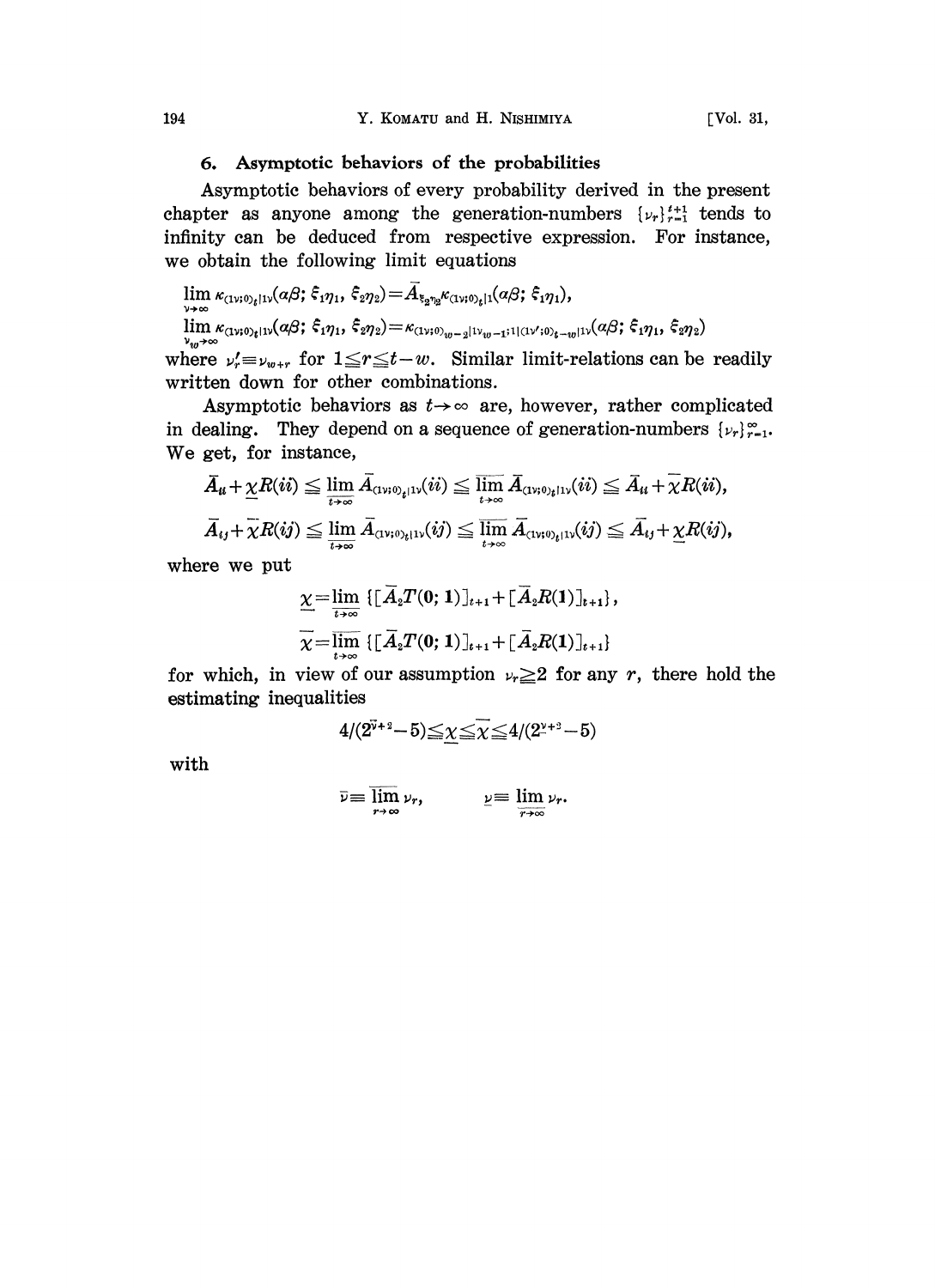### 6. Asymptotic behaviors of the probabilities

Asymptotic behaviors of every probability derived in the present chapter as anyone among the generation-numbers $\{\nu_r\}_{r=1}^{t+1}$ tends to infinity can be deduced from respective expression. For instance, we obtain the following limit equations

$$\lim_{\nu\to\infty} \kappa_{(1\nu;0)_t|1\nu}(\alpha\beta;\, \xi_1\eta_1,\, \xi_2\eta_2) = \bar{A}_{\xi_2\eta_2}\kappa_{(1\nu;0)_t|1}(\alpha\beta;\, \xi_1\eta_1),$$

$$\lim_{\nu_w\to\infty} \kappa_{(1\nu;0)_t|1\nu}(\alpha\beta;\, \xi_1\eta_1,\, \xi_2\eta_2) = \kappa_{(1\nu;0)_{w-2}|1\nu_{w-1};1|(1\nu';0)_{t-w}|1\nu}(\alpha\beta;\, \xi_1\eta_1,\, \xi_2\eta_2)$$

where $\nu'_r \equiv \nu_{w+r}$ for $1 \leqq r \leqq t-w$. Similar limit-relations can be readily written down for other combinations.

Asymptotic behaviors as $t\to\infty$ are, however, rather complicated in dealing. They depend on a sequence of generation-numbers $\{\nu_r\}_{r=1}^{\infty}$. We get, for instance,

$$\bar{A}_{ii} + \underline{\chi}R(ii) \leqq \varliminf_{t\to\infty} \bar{A}_{(1\nu;0)_t|1\nu}(ii) \leqq \varlimsup_{t\to\infty} \bar{A}_{(1\nu;0)_t|1\nu}(ii) \leqq \bar{A}_{ii} + \bar{\chi}R(ii),$$

$$\bar{A}_{ij} + \bar{\chi}R(ij) \leqq \varliminf_{t\to\infty} \bar{A}_{(1\nu;0)_t|1\nu}(ij) \leqq \varlimsup_{t\to\infty} \bar{A}_{(1\nu;0)_t|1\nu}(ij) \leqq \bar{A}_{ij} + \underline{\chi}R(ij),$$

where we put

$$\underline{\chi} = \varliminf_{t\to\infty} \{[\bar{A}_2 T(\mathbf{0};\, \mathbf{1})]_{t+1} + [\bar{A}_2 R(\mathbf{1})]_{t+1}\},$$

$$\bar{\chi} = \varlimsup_{t\to\infty} \{[\bar{A}_2 T(\mathbf{0};\, \mathbf{1})]_{t+1} + [\bar{A}_2 R(\mathbf{1})]_{t+1}\}$$

for which, in view of our assumption $\nu_r \geqq 2$ for any $r$, there hold the estimating inequalities

$$4/(2^{\bar{\nu}+2}-5) \leqq \underline{\chi} \leqq \bar{\chi} \leqq 4/(2^{\underline{\nu}+2}-5)$$

with

$$\bar{\nu} \equiv \varlimsup_{r\to\infty} \nu_r, \qquad \underline{\nu} \equiv \varliminf_{r\to\infty} \nu_r.$$